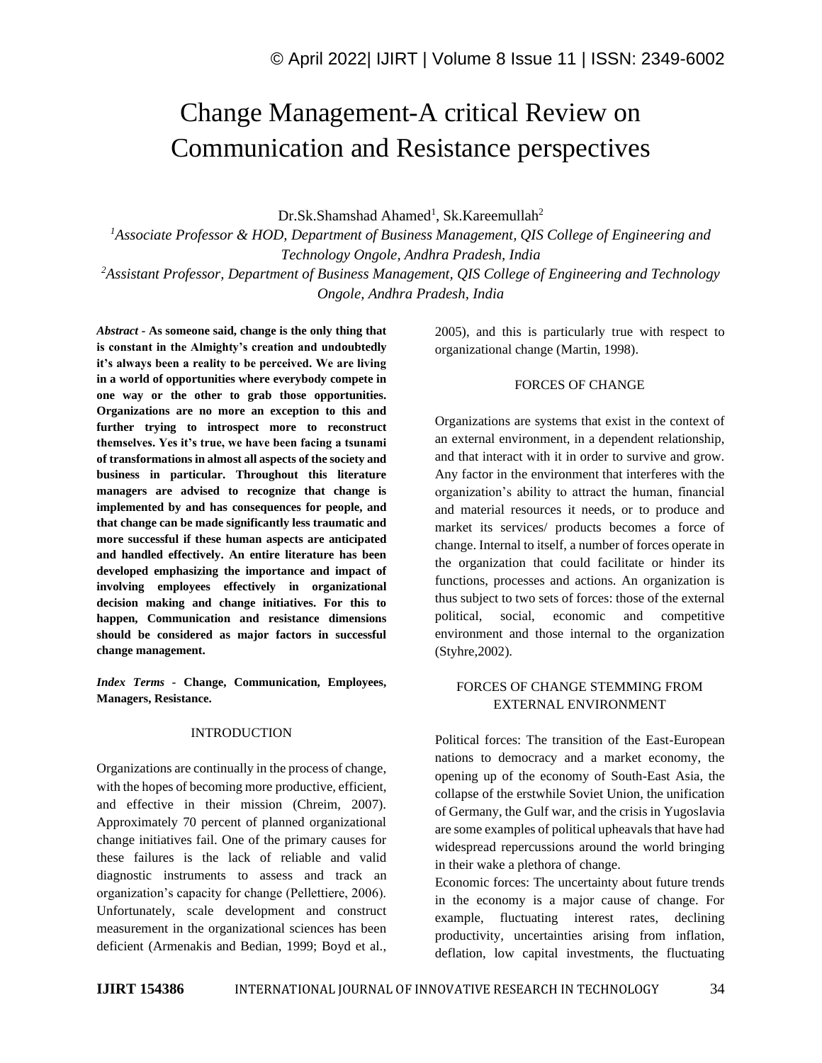# Change Management-A critical Review on Communication and Resistance perspectives

Dr.Sk.Shamshad Ahamed[1], Sk.Kareemullah[2]

[1]*Associate Professor & HOD, Department of Business Management, QIS College of Engineering and Technology Ongole, Andhra Pradesh, India*

[2]*Assistant Professor, Department of Business Management, QIS College of Engineering and Technology Ongole, Andhra Pradesh, India*

***Abstract* - As someone said, change is the only thing that is constant in the Almighty's creation and undoubtedly it's always been a reality to be perceived. We are living in a world of opportunities where everybody compete in one way or the other to grab those opportunities. Organizations are no more an exception to this and further trying to introspect more to reconstruct themselves. Yes it's true, we have been facing a tsunami of transformations in almost all aspects of the society and business in particular. Throughout this literature managers are advised to recognize that change is implemented by and has consequences for people, and that change can be made significantly less traumatic and more successful if these human aspects are anticipated and handled effectively. An entire literature has been developed emphasizing the importance and impact of involving employees effectively in organizational decision making and change initiatives. For this to happen, Communication and resistance dimensions should be considered as major factors in successful change management.**

***Index Terms* - Change, Communication, Employees, Managers, Resistance.**

## INTRODUCTION

Organizations are continually in the process of change, with the hopes of becoming more productive, efficient, and effective in their mission (Chreim, 2007). Approximately 70 percent of planned organizational change initiatives fail. One of the primary causes for these failures is the lack of reliable and valid diagnostic instruments to assess and track an organization's capacity for change (Pellettiere, 2006). Unfortunately, scale development and construct measurement in the organizational sciences has been deficient (Armenakis and Bedian, 1999; Boyd et al., 2005), and this is particularly true with respect to organizational change (Martin, 1998).

## FORCES OF CHANGE

Organizations are systems that exist in the context of an external environment, in a dependent relationship, and that interact with it in order to survive and grow. Any factor in the environment that interferes with the organization's ability to attract the human, financial and material resources it needs, or to produce and market its services/ products becomes a force of change. Internal to itself, a number of forces operate in the organization that could facilitate or hinder its functions, processes and actions. An organization is thus subject to two sets of forces: those of the external political, social, economic and competitive environment and those internal to the organization (Styhre,2002).

## FORCES OF CHANGE STEMMING FROM EXTERNAL ENVIRONMENT

Political forces: The transition of the East-European nations to democracy and a market economy, the opening up of the economy of South-East Asia, the collapse of the erstwhile Soviet Union, the unification of Germany, the Gulf war, and the crisis in Yugoslavia are some examples of political upheavals that have had widespread repercussions around the world bringing in their wake a plethora of change.

Economic forces: The uncertainty about future trends in the economy is a major cause of change. For example, fluctuating interest rates, declining productivity, uncertainties arising from inflation, deflation, low capital investments, the fluctuating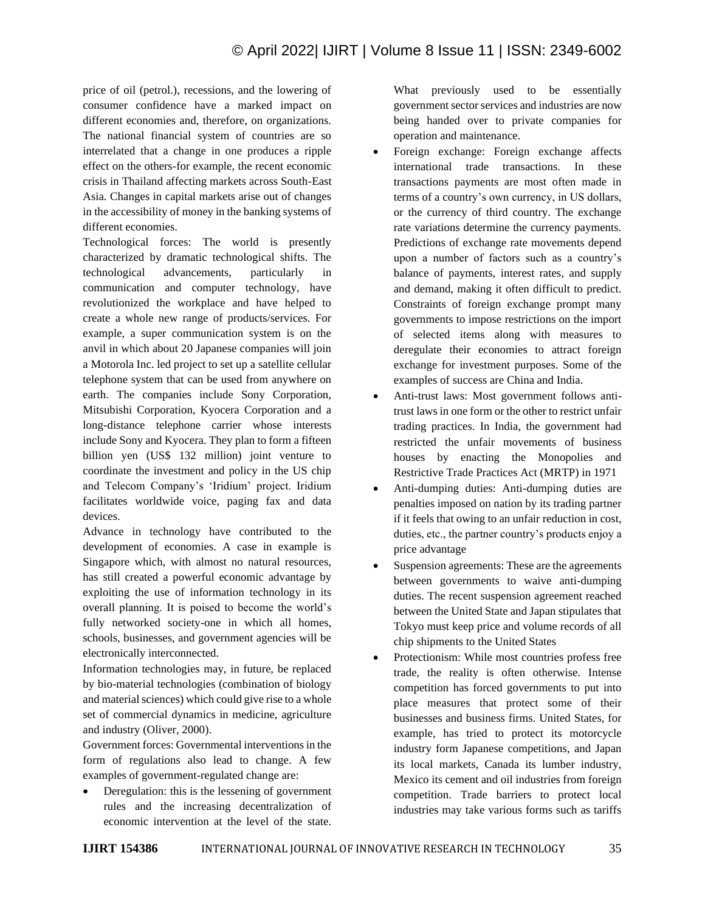price of oil (petrol.), recessions, and the lowering of consumer confidence have a marked impact on different economies and, therefore, on organizations. The national financial system of countries are so interrelated that a change in one produces a ripple effect on the others-for example, the recent economic crisis in Thailand affecting markets across South-East Asia. Changes in capital markets arise out of changes in the accessibility of money in the banking systems of different economies.

Technological forces: The world is presently characterized by dramatic technological shifts. The technological advancements, particularly in communication and computer technology, have revolutionized the workplace and have helped to create a whole new range of products/services. For example, a super communication system is on the anvil in which about 20 Japanese companies will join a Motorola Inc. led project to set up a satellite cellular telephone system that can be used from anywhere on earth. The companies include Sony Corporation, Mitsubishi Corporation, Kyocera Corporation and a long-distance telephone carrier whose interests include Sony and Kyocera. They plan to form a fifteen billion yen (US$ 132 million) joint venture to coordinate the investment and policy in the US chip and Telecom Company's 'Iridium' project. Iridium facilitates worldwide voice, paging fax and data devices.

Advance in technology have contributed to the development of economies. A case in example is Singapore which, with almost no natural resources, has still created a powerful economic advantage by exploiting the use of information technology in its overall planning. It is poised to become the world's fully networked society-one in which all homes, schools, businesses, and government agencies will be electronically interconnected.

Information technologies may, in future, be replaced by bio-material technologies (combination of biology and material sciences) which could give rise to a whole set of commercial dynamics in medicine, agriculture and industry (Oliver, 2000).

Government forces: Governmental interventions in the form of regulations also lead to change. A few examples of government-regulated change are:

- Deregulation: this is the lessening of government rules and the increasing decentralization of economic intervention at the level of the state. What previously used to be essentially government sector services and industries are now being handed over to private companies for operation and maintenance.
- Foreign exchange: Foreign exchange affects international trade transactions. In these transactions payments are most often made in terms of a country's own currency, in US dollars, or the currency of third country. The exchange rate variations determine the currency payments. Predictions of exchange rate movements depend upon a number of factors such as a country's balance of payments, interest rates, and supply and demand, making it often difficult to predict. Constraints of foreign exchange prompt many governments to impose restrictions on the import of selected items along with measures to deregulate their economies to attract foreign exchange for investment purposes. Some of the examples of success are China and India.
- Anti-trust laws: Most government follows anti-trust laws in one form or the other to restrict unfair trading practices. In India, the government had restricted the unfair movements of business houses by enacting the Monopolies and Restrictive Trade Practices Act (MRTP) in 1971
- Anti-dumping duties: Anti-dumping duties are penalties imposed on nation by its trading partner if it feels that owing to an unfair reduction in cost, duties, etc., the partner country's products enjoy a price advantage
- Suspension agreements: These are the agreements between governments to waive anti-dumping duties. The recent suspension agreement reached between the United State and Japan stipulates that Tokyo must keep price and volume records of all chip shipments to the United States
- Protectionism: While most countries profess free trade, the reality is often otherwise. Intense competition has forced governments to put into place measures that protect some of their businesses and business firms. United States, for example, has tried to protect its motorcycle industry form Japanese competitions, and Japan its local markets, Canada its lumber industry, Mexico its cement and oil industries from foreign competition. Trade barriers to protect local industries may take various forms such as tariffs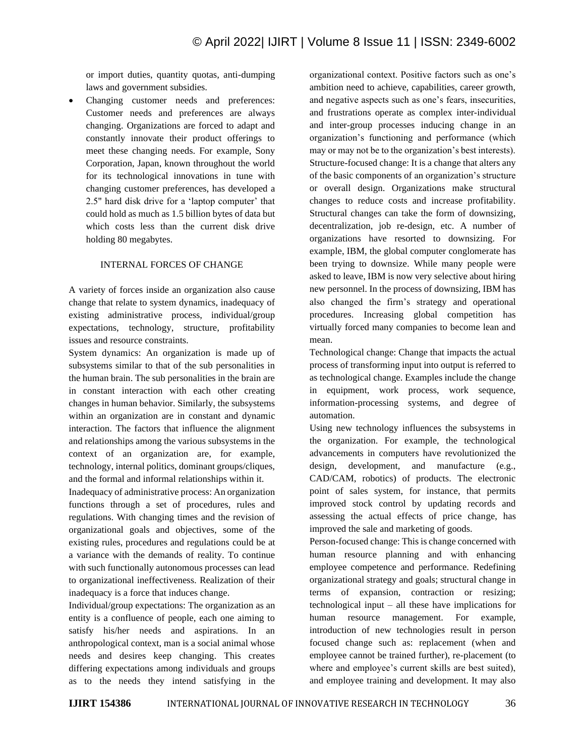or import duties, quantity quotas, anti-dumping laws and government subsidies.

- Changing customer needs and preferences: Customer needs and preferences are always changing. Organizations are forced to adapt and constantly innovate their product offerings to meet these changing needs. For example, Sony Corporation, Japan, known throughout the world for its technological innovations in tune with changing customer preferences, has developed a 2.5" hard disk drive for a 'laptop computer' that could hold as much as 1.5 billion bytes of data but which costs less than the current disk drive holding 80 megabytes.

## INTERNAL FORCES OF CHANGE

A variety of forces inside an organization also cause change that relate to system dynamics, inadequacy of existing administrative process, individual/group expectations, technology, structure, profitability issues and resource constraints.

System dynamics: An organization is made up of subsystems similar to that of the sub personalities in the human brain. The sub personalities in the brain are in constant interaction with each other creating changes in human behavior. Similarly, the subsystems within an organization are in constant and dynamic interaction. The factors that influence the alignment and relationships among the various subsystems in the context of an organization are, for example, technology, internal politics, dominant groups/cliques, and the formal and informal relationships within it.

Inadequacy of administrative process: An organization functions through a set of procedures, rules and regulations. With changing times and the revision of organizational goals and objectives, some of the existing rules, procedures and regulations could be at a variance with the demands of reality. To continue with such functionally autonomous processes can lead to organizational ineffectiveness. Realization of their inadequacy is a force that induces change.

Individual/group expectations: The organization as an entity is a confluence of people, each one aiming to satisfy his/her needs and aspirations. In an anthropological context, man is a social animal whose needs and desires keep changing. This creates differing expectations among individuals and groups as to the needs they intend satisfying in the organizational context. Positive factors such as one's ambition need to achieve, capabilities, career growth, and negative aspects such as one's fears, insecurities, and frustrations operate as complex inter-individual and inter-group processes inducing change in an organization's functioning and performance (which may or may not be to the organization's best interests).

Structure-focused change: It is a change that alters any of the basic components of an organization's structure or overall design. Organizations make structural changes to reduce costs and increase profitability. Structural changes can take the form of downsizing, decentralization, job re-design, etc. A number of organizations have resorted to downsizing. For example, IBM, the global computer conglomerate has been trying to downsize. While many people were asked to leave, IBM is now very selective about hiring new personnel. In the process of downsizing, IBM has also changed the firm's strategy and operational procedures. Increasing global competition has virtually forced many companies to become lean and mean.

Technological change: Change that impacts the actual process of transforming input into output is referred to as technological change. Examples include the change in equipment, work process, work sequence, information-processing systems, and degree of automation.

Using new technology influences the subsystems in the organization. For example, the technological advancements in computers have revolutionized the design, development, and manufacture (e.g., CAD/CAM, robotics) of products. The electronic point of sales system, for instance, that permits improved stock control by updating records and assessing the actual effects of price change, has improved the sale and marketing of goods.

Person-focused change: This is change concerned with human resource planning and with enhancing employee competence and performance. Redefining organizational strategy and goals; structural change in terms of expansion, contraction or resizing; technological input – all these have implications for human resource management. For example, introduction of new technologies result in person focused change such as: replacement (when and employee cannot be trained further), re-placement (to where and employee's current skills are best suited), and employee training and development. It may also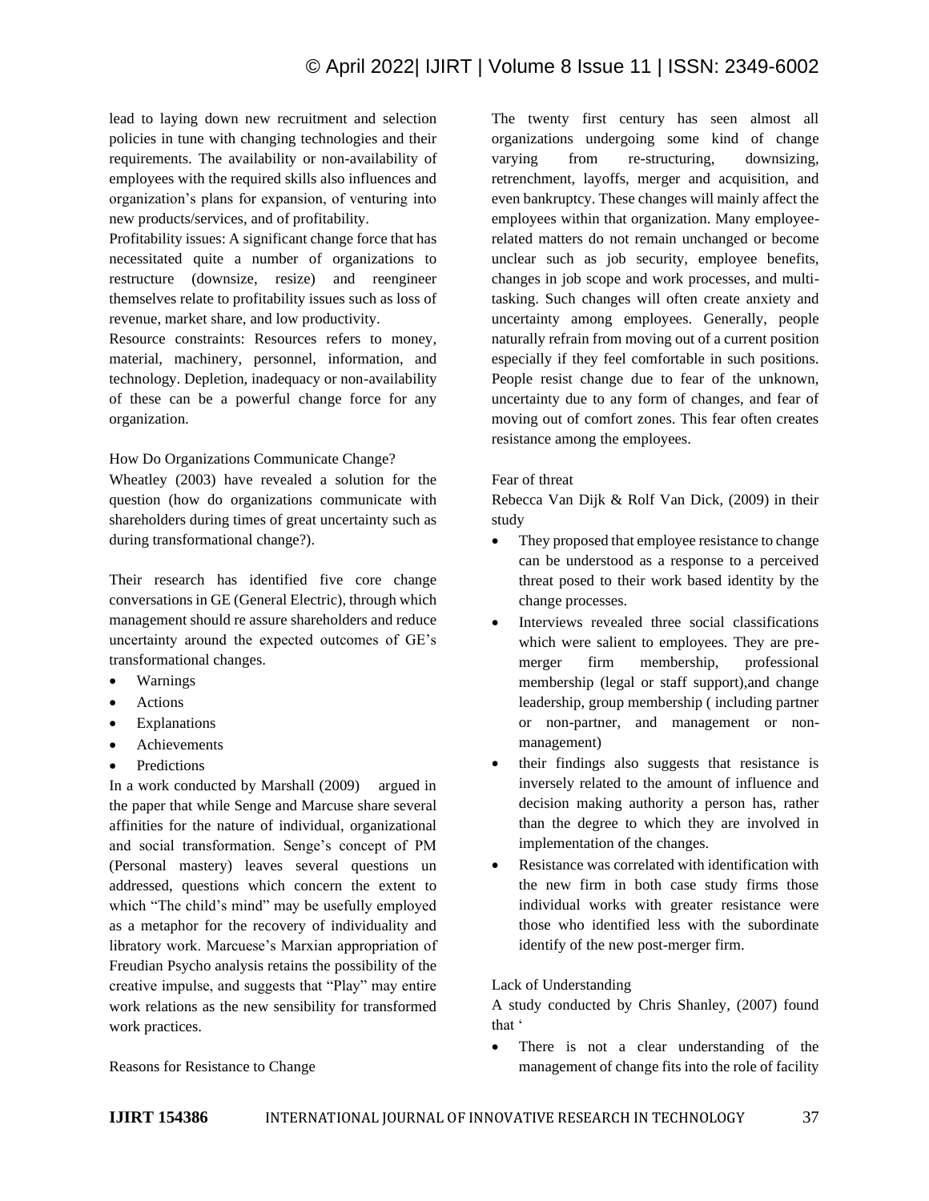lead to laying down new recruitment and selection policies in tune with changing technologies and their requirements. The availability or non-availability of employees with the required skills also influences and organization's plans for expansion, of venturing into new products/services, and of profitability.

Profitability issues: A significant change force that has necessitated quite a number of organizations to restructure (downsize, resize) and reengineer themselves relate to profitability issues such as loss of revenue, market share, and low productivity.

Resource constraints: Resources refers to money, material, machinery, personnel, information, and technology. Depletion, inadequacy or non-availability of these can be a powerful change force for any organization.

How Do Organizations Communicate Change?

Wheatley (2003) have revealed a solution for the question (how do organizations communicate with shareholders during times of great uncertainty such as during transformational change?).

Their research has identified five core change conversations in GE (General Electric), through which management should re assure shareholders and reduce uncertainty around the expected outcomes of GE's transformational changes.

- Warnings
- Actions
- Explanations
- Achievements
- Predictions

In a work conducted by Marshall (2009) argued in the paper that while Senge and Marcuse share several affinities for the nature of individual, organizational and social transformation. Senge's concept of PM (Personal mastery) leaves several questions un addressed, questions which concern the extent to which "The child's mind" may be usefully employed as a metaphor for the recovery of individuality and libratory work. Marcuese's Marxian appropriation of Freudian Psycho analysis retains the possibility of the creative impulse, and suggests that "Play" may entire work relations as the new sensibility for transformed work practices.

Reasons for Resistance to Change

The twenty first century has seen almost all organizations undergoing some kind of change varying from re-structuring, downsizing, retrenchment, layoffs, merger and acquisition, and even bankruptcy. These changes will mainly affect the employees within that organization. Many employee-related matters do not remain unchanged or become unclear such as job security, employee benefits, changes in job scope and work processes, and multi-tasking. Such changes will often create anxiety and uncertainty among employees. Generally, people naturally refrain from moving out of a current position especially if they feel comfortable in such positions. People resist change due to fear of the unknown, uncertainty due to any form of changes, and fear of moving out of comfort zones. This fear often creates resistance among the employees.

Fear of threat

Rebecca Van Dijk & Rolf Van Dick, (2009) in their study

- They proposed that employee resistance to change can be understood as a response to a perceived threat posed to their work based identity by the change processes.
- Interviews revealed three social classifications which were salient to employees. They are pre-merger firm membership, professional membership (legal or staff support),and change leadership, group membership ( including partner or non-partner, and management or non-management)
- their findings also suggests that resistance is inversely related to the amount of influence and decision making authority a person has, rather than the degree to which they are involved in implementation of the changes.
- Resistance was correlated with identification with the new firm in both case study firms those individual works with greater resistance were those who identified less with the subordinate identify of the new post-merger firm.

Lack of Understanding

A study conducted by Chris Shanley, (2007) found that '

- There is not a clear understanding of the management of change fits into the role of facility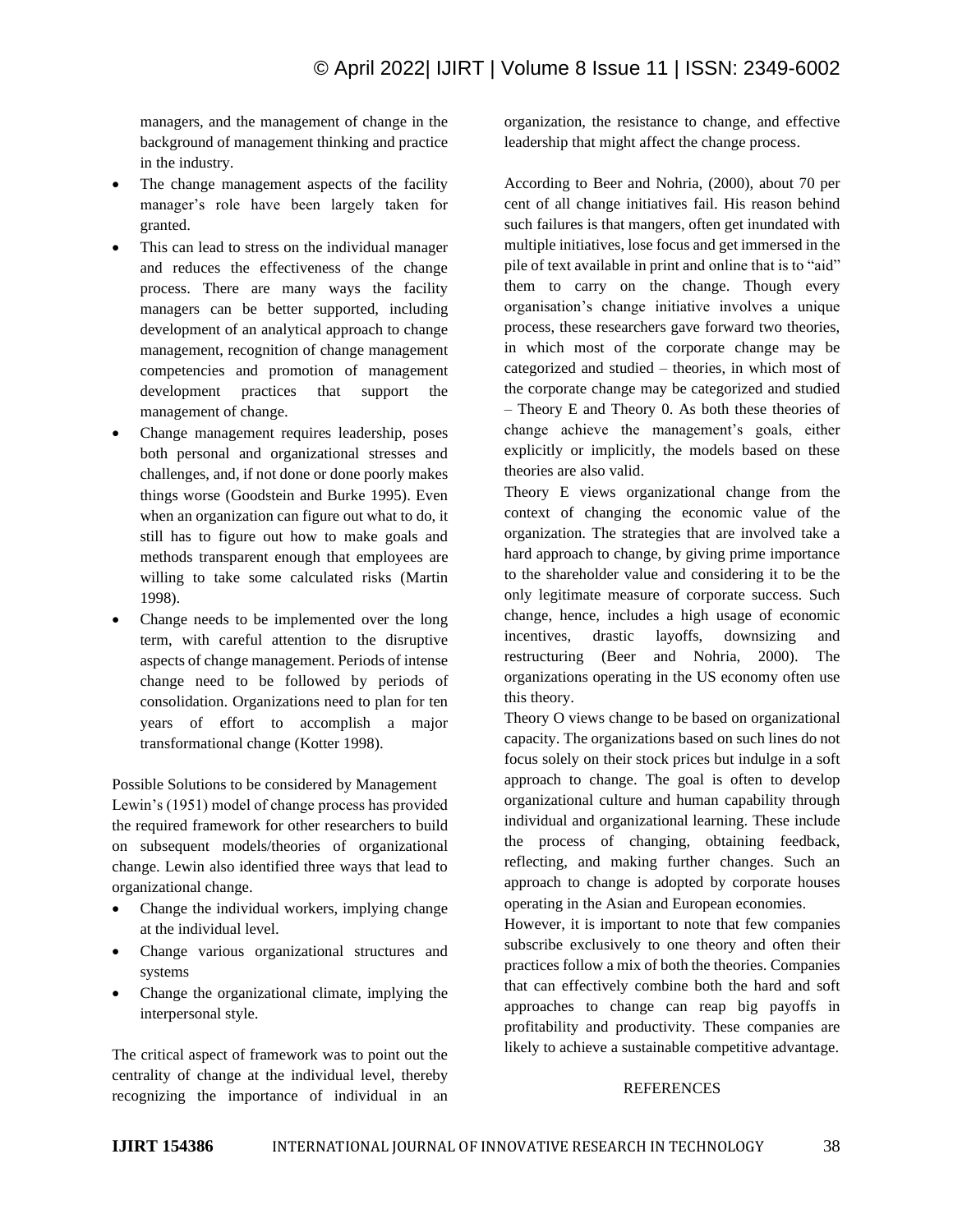managers, and the management of change in the background of management thinking and practice in the industry.

- The change management aspects of the facility manager's role have been largely taken for granted.
- This can lead to stress on the individual manager and reduces the effectiveness of the change process. There are many ways the facility managers can be better supported, including development of an analytical approach to change management, recognition of change management competencies and promotion of management development practices that support the management of change.
- Change management requires leadership, poses both personal and organizational stresses and challenges, and, if not done or done poorly makes things worse (Goodstein and Burke 1995). Even when an organization can figure out what to do, it still has to figure out how to make goals and methods transparent enough that employees are willing to take some calculated risks (Martin 1998).
- Change needs to be implemented over the long term, with careful attention to the disruptive aspects of change management. Periods of intense change need to be followed by periods of consolidation. Organizations need to plan for ten years of effort to accomplish a major transformational change (Kotter 1998).

Possible Solutions to be considered by Management

Lewin's (1951) model of change process has provided the required framework for other researchers to build on subsequent models/theories of organizational change. Lewin also identified three ways that lead to organizational change.

- Change the individual workers, implying change at the individual level.
- Change various organizational structures and systems
- Change the organizational climate, implying the interpersonal style.

The critical aspect of framework was to point out the centrality of change at the individual level, thereby recognizing the importance of individual in an organization, the resistance to change, and effective leadership that might affect the change process.

According to Beer and Nohria, (2000), about 70 per cent of all change initiatives fail. His reason behind such failures is that mangers, often get inundated with multiple initiatives, lose focus and get immersed in the pile of text available in print and online that is to "aid" them to carry on the change. Though every organisation's change initiative involves a unique process, these researchers gave forward two theories, in which most of the corporate change may be categorized and studied – theories, in which most of the corporate change may be categorized and studied – Theory E and Theory 0. As both these theories of change achieve the management's goals, either explicitly or implicitly, the models based on these theories are also valid.

Theory E views organizational change from the context of changing the economic value of the organization. The strategies that are involved take a hard approach to change, by giving prime importance to the shareholder value and considering it to be the only legitimate measure of corporate success. Such change, hence, includes a high usage of economic incentives, drastic layoffs, downsizing and restructuring (Beer and Nohria, 2000). The organizations operating in the US economy often use this theory.

Theory O views change to be based on organizational capacity. The organizations based on such lines do not focus solely on their stock prices but indulge in a soft approach to change. The goal is often to develop organizational culture and human capability through individual and organizational learning. These include the process of changing, obtaining feedback, reflecting, and making further changes. Such an approach to change is adopted by corporate houses operating in the Asian and European economies.

However, it is important to note that few companies subscribe exclusively to one theory and often their practices follow a mix of both the theories. Companies that can effectively combine both the hard and soft approaches to change can reap big payoffs in profitability and productivity. These companies are likely to achieve a sustainable competitive advantage.

## REFERENCES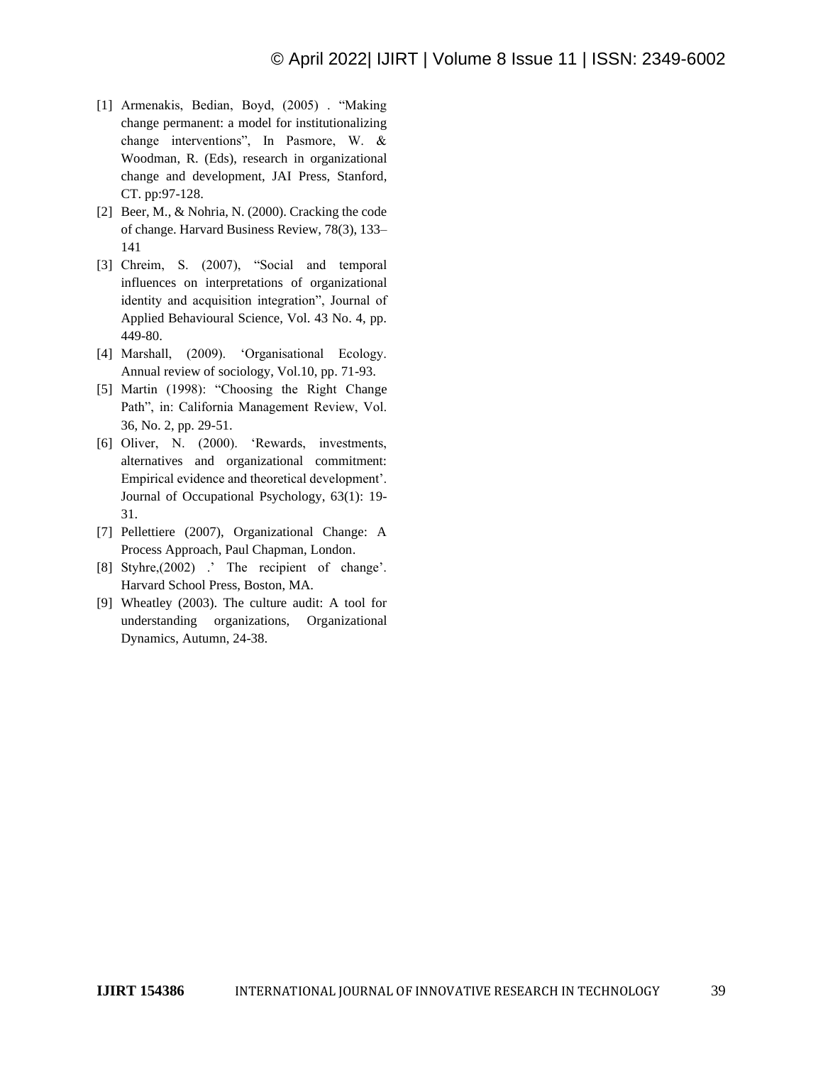[1] Armenakis, Bedian, Boyd, (2005) . "Making change permanent: a model for institutionalizing change interventions", In Pasmore, W. & Woodman, R. (Eds), research in organizational change and development, JAI Press, Stanford, CT. pp:97-128.

[2] Beer, M., & Nohria, N. (2000). Cracking the code of change. Harvard Business Review, 78(3), 133–141

[3] Chreim, S. (2007), "Social and temporal influences on interpretations of organizational identity and acquisition integration", Journal of Applied Behavioural Science, Vol. 43 No. 4, pp. 449-80.

[4] Marshall, (2009). 'Organisational Ecology. Annual review of sociology, Vol.10, pp. 71-93.

[5] Martin (1998): "Choosing the Right Change Path", in: California Management Review, Vol. 36, No. 2, pp. 29-51.

[6] Oliver, N. (2000). 'Rewards, investments, alternatives and organizational commitment: Empirical evidence and theoretical development'. Journal of Occupational Psychology, 63(1): 19-31.

[7] Pellettiere (2007), Organizational Change: A Process Approach, Paul Chapman, London.

[8] Styhre,(2002) .' The recipient of change'. Harvard School Press, Boston, MA.

[9] Wheatley (2003). The culture audit: A tool for understanding organizations, Organizational Dynamics, Autumn, 24-38.